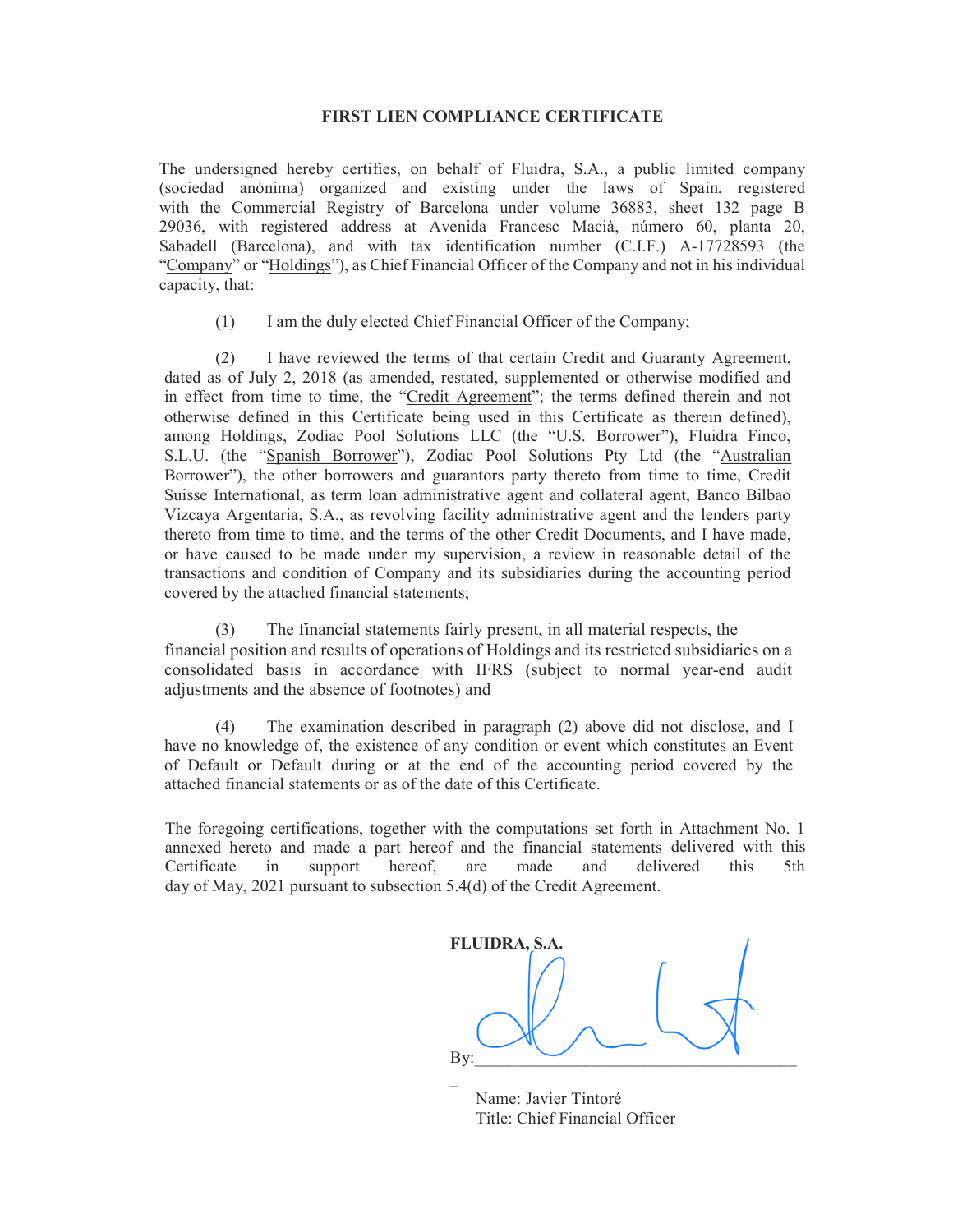# FIRST LIEN COMPLIANCE CERTIFICATE

The undersigned hereby certifies, on behalf of Fluidra, S.A., a public limited company (sociedad anónima) organized and existing under the laws of Spain, registered with the Commercial Registry of Barcelona under volume 36883, sheet 132 page B 29036, with registered address at Avenida Francesc Macià, número 60, planta 20, Sabadell (Barcelona), and with tax identification number (C.I.F.) A-17728593 (the "Company" or "Holdings"), as Chief Financial Officer of the Company and not in his individual capacity, that:

(1) I am the duly elected Chief Financial Officer of the Company;

(2) I have reviewed the terms of that certain Credit and Guaranty Agreement, dated as of July 2, 2018 (as amended, restated, supplemented or otherwise modified and in effect from time to time, the "Credit Agreement"; the terms defined therein and not otherwise defined in this Certificate being used in this Certificate as therein defined), among Holdings, Zodiac Pool Solutions LLC (the "U.S. Borrower"), Fluidra Finco, S.L.U. (the "Spanish Borrower"), Zodiac Pool Solutions Pty Ltd (the "Australian Borrower"), the other borrowers and guarantors party thereto from time to time, Credit Suisse International, as term loan administrative agent and collateral agent, Banco Bilbao Vizcaya Argentaria, S.A., as revolving facility administrative agent and the lenders party thereto from time to time, and the terms of the other Credit Documents, and I have made, or have caused to be made under my supervision, a review in reasonable detail of the transactions and condition of Company and its subsidiaries during the accounting period covered by the attached financial statements;

(3) The financial statements fairly present, in all material respects, the financial position and results of operations of Holdings and its restricted subsidiaries on a consolidated basis in accordance with IFRS (subject to normal year-end audit adjustments and the absence of footnotes) and

(4) The examination described in paragraph (2) above did not disclose, and I have no knowledge of, the existence of any condition or event which constitutes an Event of Default or Default during or at the end of the accounting period covered by the attached financial statements or as of the date of this Certificate.

The foregoing certifications, together with the computations set forth in Attachment No. 1 annexed hereto and made a part hereof and the financial statements delivered with this Certificate in support hereof, are made and delivered this 5th day of May, 2021 pursuant to subsection 5.4(d) of the Credit Agreement.

**FLUIDRA, S.A.**

By:\_\_\_\_\_\_\_\_\_\_\_\_\_\_\_\_\_\_\_\_\_\_\_\_\_\_\_\_\_\_\_\_\_\_\_\_

Name: Javier Tintoré
Title: Chief Financial Officer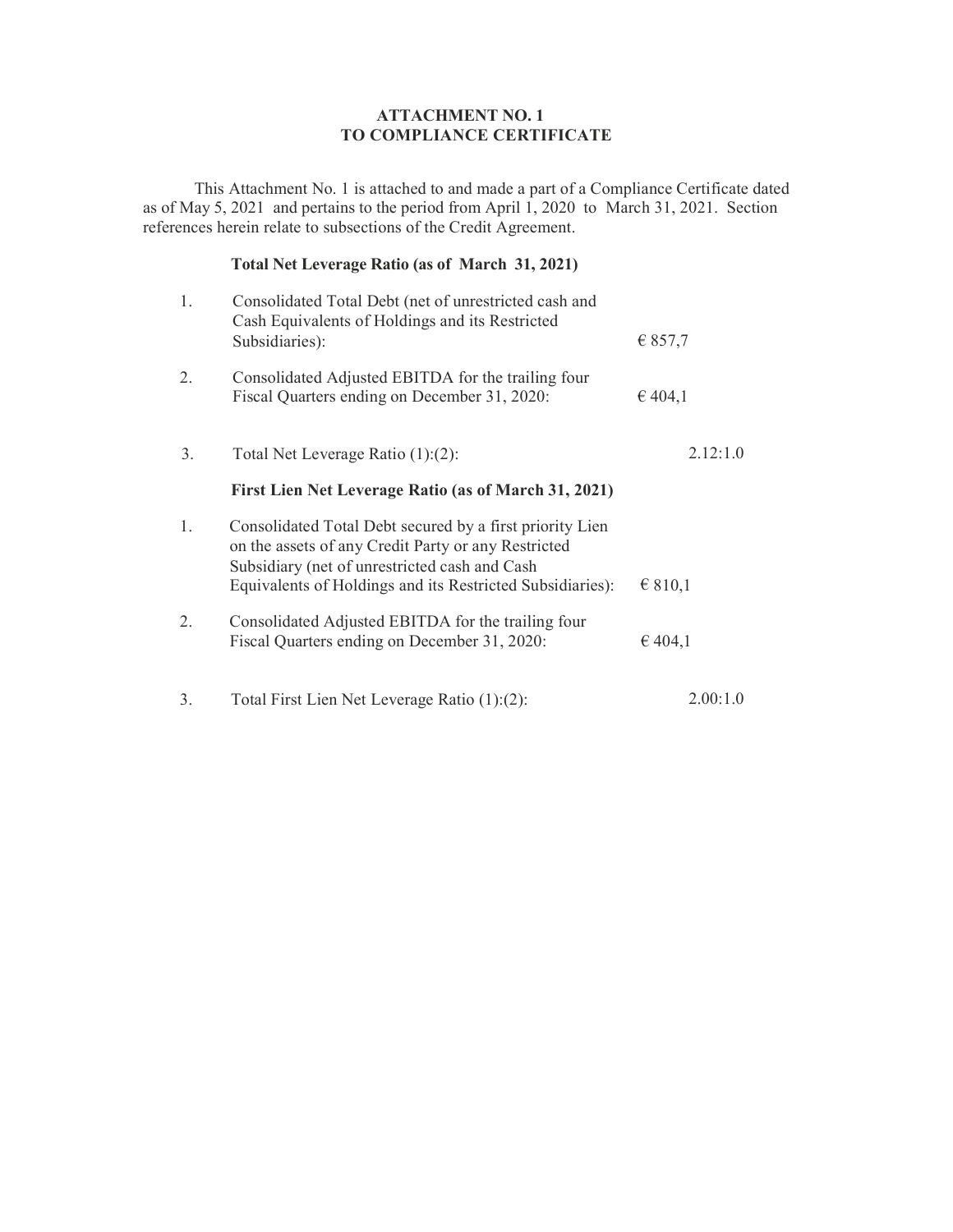# ATTACHMENT NO. 1
# TO COMPLIANCE CERTIFICATE

This Attachment No. 1 is attached to and made a part of a Compliance Certificate dated as of May 5, 2021 and pertains to the period from April 1, 2020 to March 31, 2021. Section references herein relate to subsections of the Credit Agreement.

**Total Net Leverage Ratio (as of March 31, 2021)**

| | | | |
|---|---|---|---|
| 1. | Consolidated Total Debt (net of unrestricted cash and Cash Equivalents of Holdings and its Restricted Subsidiaries): | € 857,7 | |
| 2. | Consolidated Adjusted EBITDA for the trailing four Fiscal Quarters ending on December 31, 2020: | € 404,1 | |
| 3. | Total Net Leverage Ratio (1):(2): | | 2.12:1.0 |

**First Lien Net Leverage Ratio (as of March 31, 2021)**

| | | | |
|---|---|---|---|
| 1. | Consolidated Total Debt secured by a first priority Lien on the assets of any Credit Party or any Restricted Subsidiary (net of unrestricted cash and Cash Equivalents of Holdings and its Restricted Subsidiaries): | € 810,1 | |
| 2. | Consolidated Adjusted EBITDA for the trailing four Fiscal Quarters ending on December 31, 2020: | € 404,1 | |
| 3. | Total First Lien Net Leverage Ratio (1):(2): | | 2.00:1.0 |